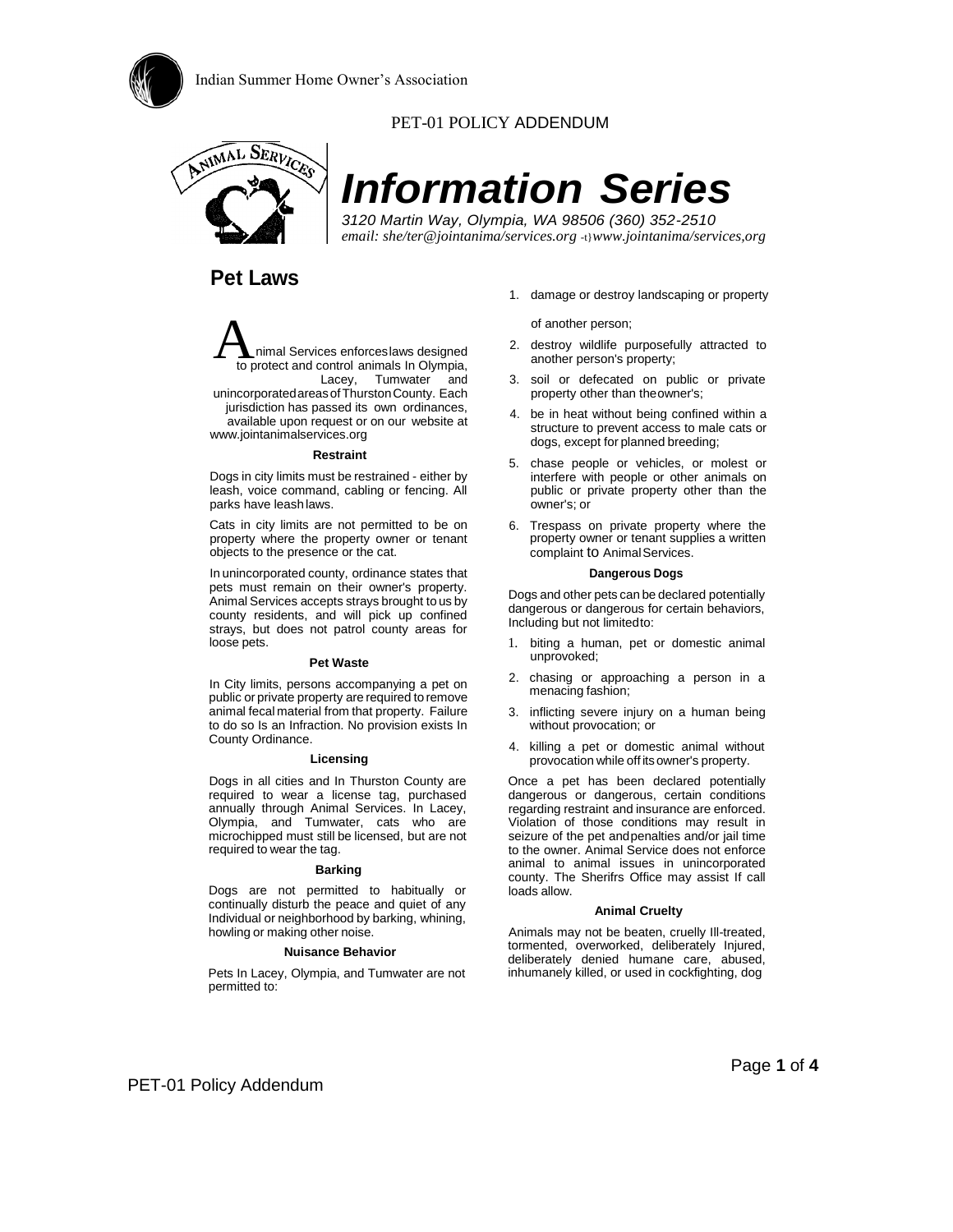PET-01 POLICY ADDENDUM

# Information Series

*3120 Martin Way, Olympia, WA 98506 (360) 352-2510*
*email: she/ter@jointanima/services.org -t}www.jointanima/services,org*

## Pet Laws

Animal Services enforces laws designed to protect and control animals In Olympia, Lacey, Tumwater and unincorporated areas of Thurston County. Each jurisdiction has passed its own ordinances, available upon request or on our website at www.jointanimalservices.org

#### Restraint

Dogs in city limits must be restrained - either by leash, voice command, cabling or fencing. All parks have leash laws.

Cats in city limits are not permitted to be on property where the property owner or tenant objects to the presence or the cat.

In unincorporated county, ordinance states that pets must remain on their owner's property. Animal Services accepts strays brought to us by county residents, and will pick up confined strays, but does not patrol county areas for loose pets.

#### Pet Waste

In City limits, persons accompanying a pet on public or private property are required to remove animal fecal material from that property. Failure to do so Is an Infraction. No provision exists In County Ordinance.

#### Licensing

Dogs in all cities and In Thurston County are required to wear a license tag, purchased annually through Animal Services. In Lacey, Olympia, and Tumwater, cats who are microchipped must still be licensed, but are not required to wear the tag.

#### Barking

Dogs are not permitted to habitually or continually disturb the peace and quiet of any Individual or neighborhood by barking, whining, howling or making other noise.

#### Nuisance Behavior

Pets In Lacey, Olympia, and Tumwater are not permitted to:

1. damage or destroy landscaping or property of another person;
2. destroy wildlife purposefully attracted to another person's property;
3. soil or defecated on public or private property other than the owner's;
4. be in heat without being confined within a structure to prevent access to male cats or dogs, except for planned breeding;
5. chase people or vehicles, or molest or interfere with people or other animals on public or private property other than the owner's; or
6. Trespass on private property where the property owner or tenant supplies a written complaint to Animal Services.

#### Dangerous Dogs

Dogs and other pets can be declared potentially dangerous or dangerous for certain behaviors, Including but not limited to:

1. biting a human, pet or domestic animal unprovoked;
2. chasing or approaching a person in a menacing fashion;
3. inflicting severe injury on a human being without provocation; or
4. killing a pet or domestic animal without provocation while off its owner's property.

Once a pet has been declared potentially dangerous or dangerous, certain conditions regarding restraint and insurance are enforced. Violation of those conditions may result in seizure of the pet and penalties and/or jail time to the owner. Animal Service does not enforce animal to animal issues in unincorporated county. The Sherifrs Office may assist If call loads allow.

#### Animal Cruelty

Animals may not be beaten, cruelly Ill-treated, tormented, overworked, deliberately Injured, deliberately denied humane care, abused, inhumanely killed, or used in cockfighting, dog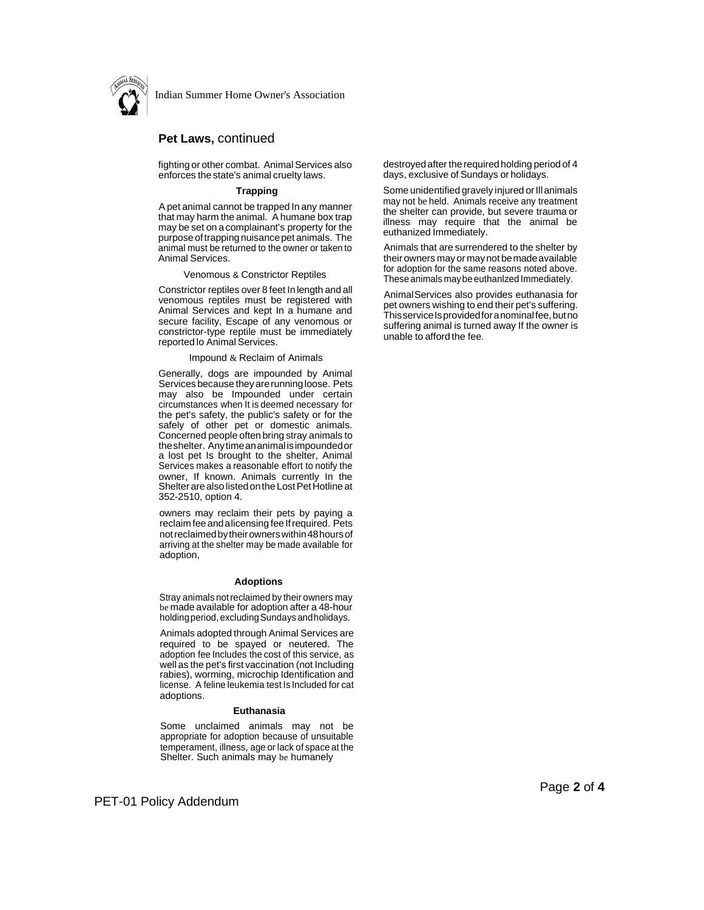## Pet Laws, continued

fighting or other combat. Animal Services also enforces the state's animal cruelty laws.

### Trapping

A pet animal cannot be trapped In any manner that may harm the animal. A humane box trap may be set on a complainant's property for the purpose of trapping nuisance pet animals. The animal must be returned to the owner or taken to Animal Services.

### Venomous & Constrictor Reptiles

Constrictor reptiles over 8 feet In length and all venomous reptiles must be registered with Animal Services and kept In a humane and secure facility, Escape of any venomous or constrictor-type reptile must be immediately reported lo Animal Services.

### Impound & Reclaim of Animals

Generally, dogs are impounded by Animal Services because they are running loose. Pets may also be Impounded under certain circumstances when It is deemed necessary for the pet's safety, the public's safety or for the safely of other pet or domestic animals. Concerned people often bring stray animals to the shelter. Any time an animal is impounded or a lost pet Is brought to the shelter, Animal Services makes a reasonable effort to notify the owner, If known. Animals currently In the Shelter are also listed on the Lost Pet Hotline at 352-2510, option 4.

owners may reclaim their pets by paying a reclaim fee and a licensing fee If required. Pets not reclaimed by their owners within 48 hours of arriving at the shelter may be made available for adoption,

### Adoptions

Stray animals not reclaimed by their owners may be made available for adoption after a 48-hour holding period, excluding Sundays and holidays.

Animals adopted through Animal Services are required to be spayed or neutered. The adoption fee Includes the cost of this service, as well as the pet's first vaccination (not Including rabies), worming, microchip Identification and license. A feline leukemia test Is Included for cat adoptions.

### Euthanasia

Some unclaimed animals may not be appropriate for adoption because of unsuitable temperament, illness, age or lack of space at the Shelter. Such animals may be humanely destroyed after the required holding period of 4 days, exclusive of Sundays or holidays.

Some unidentified gravely injured or Ill animals may not be held. Animals receive any treatment the shelter can provide, but severe trauma or illness may require that the animal be euthanized Immediately.

Animals that are surrendered to the shelter by their owners may or may not be made available for adoption for the same reasons noted above. These animals may be euthanlzed Immediately.

Animal Services also provides euthanasia for pet owners wishing to end their pet's suffering. This service Is provided for a nominal fee, but no suffering animal is turned away If the owner is unable to afford the fee.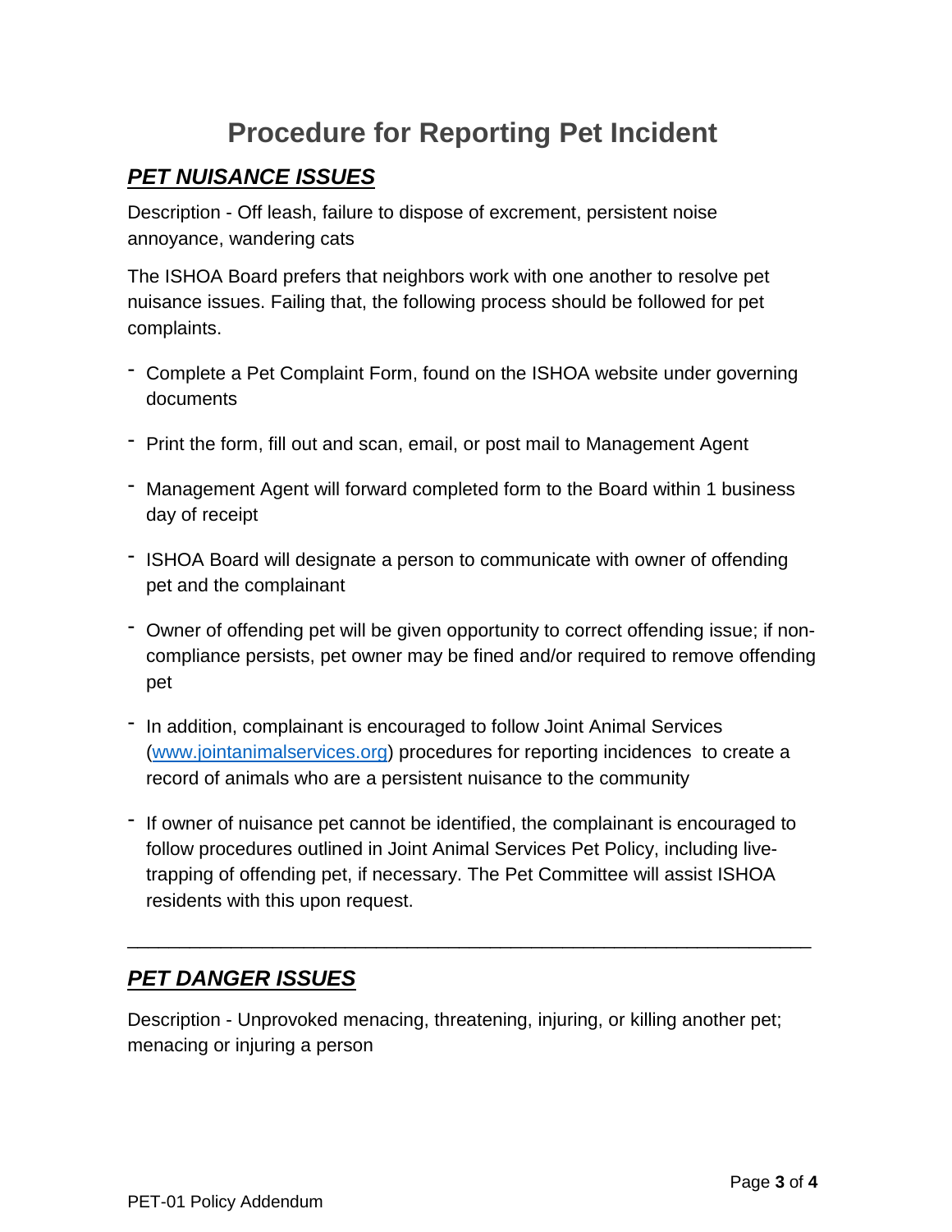# Procedure for Reporting Pet Incident

## ***PET NUISANCE ISSUES***

Description - Off leash, failure to dispose of excrement, persistent noise annoyance, wandering cats

The ISHOA Board prefers that neighbors work with one another to resolve pet nuisance issues. Failing that, the following process should be followed for pet complaints.

- Complete a Pet Complaint Form, found on the ISHOA website under governing documents
- Print the form, fill out and scan, email, or post mail to Management Agent
- Management Agent will forward completed form to the Board within 1 business day of receipt
- ISHOA Board will designate a person to communicate with owner of offending pet and the complainant
- Owner of offending pet will be given opportunity to correct offending issue; if non-compliance persists, pet owner may be fined and/or required to remove offending pet
- In addition, complainant is encouraged to follow Joint Animal Services ([www.jointanimalservices.org](http://www.jointanimalservices.org)) procedures for reporting incidences to create a record of animals who are a persistent nuisance to the community
- If owner of nuisance pet cannot be identified, the complainant is encouraged to follow procedures outlined in Joint Animal Services Pet Policy, including live-trapping of offending pet, if necessary. The Pet Committee will assist ISHOA residents with this upon request.

---

## ***PET DANGER ISSUES***

Description - Unprovoked menacing, threatening, injuring, or killing another pet; menacing or injuring a person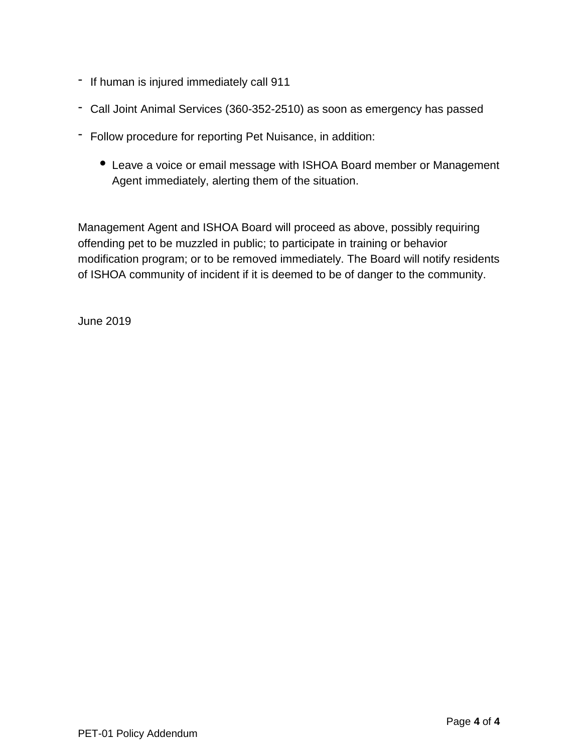- If human is injured immediately call 911
- Call Joint Animal Services (360-352-2510) as soon as emergency has passed
- Follow procedure for reporting Pet Nuisance, in addition:
  - Leave a voice or email message with ISHOA Board member or Management Agent immediately, alerting them of the situation.

Management Agent and ISHOA Board will proceed as above, possibly requiring offending pet to be muzzled in public; to participate in training or behavior modification program; or to be removed immediately. The Board will notify residents of ISHOA community of incident if it is deemed to be of danger to the community.

June 2019